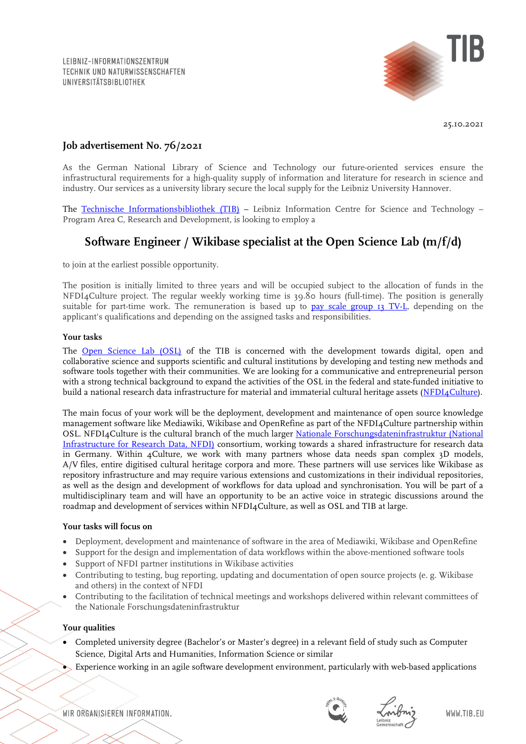LEIBNIZ-INFORMATIONSZENTRUM
TECHNIK UND NATURWISSENSCHAFTEN
UNIVERSITÄTSBIBLIOTHEK

25.10.2021

## Job advertisement No. 76/2021

As the German National Library of Science and Technology our future-oriented services ensure the infrastructural requirements for a high-quality supply of information and literature for research in science and industry. Our services as a university library secure the local supply for the Leibniz University Hannover.

The Technische Informationsbibliothek (TIB) – Leibniz Information Centre for Science and Technology – Program Area C, Research and Development, is looking to employ a

# Software Engineer / Wikibase specialist at the Open Science Lab (m/f/d)

to join at the earliest possible opportunity.

The position is initially limited to three years and will be occupied subject to the allocation of funds in the NFDI4Culture project. The regular weekly working time is 39.80 hours (full-time). The position is generally suitable for part-time work. The remuneration is based up to pay scale group 13 TV-L, depending on the applicant's qualifications and depending on the assigned tasks and responsibilities.

### Your tasks

The Open Science Lab (OSL) of the TIB is concerned with the development towards digital, open and collaborative science and supports scientific and cultural institutions by developing and testing new methods and software tools together with their communities. We are looking for a communicative and entrepreneurial person with a strong technical background to expand the activities of the OSL in the federal and state-funded initiative to build a national research data infrastructure for material and immaterial cultural heritage assets (NFDI4Culture).

The main focus of your work will be the deployment, development and maintenance of open source knowledge management software like Mediawiki, Wikibase and OpenRefine as part of the NFDI4Culture partnership within OSL. NFDI4Culture is the cultural branch of the much larger Nationale Forschungsdateninfrastruktur (National Infrastructure for Research Data, NFDI) consortium, working towards a shared infrastructure for research data in Germany. Within 4Culture, we work with many partners whose data needs span complex 3D models, A/V files, entire digitised cultural heritage corpora and more. These partners will use services like Wikibase as repository infrastructure and may require various extensions and customizations in their individual repositories, as well as the design and development of workflows for data upload and synchronisation. You will be part of a multidisciplinary team and will have an opportunity to be an active voice in strategic discussions around the roadmap and development of services within NFDI4Culture, as well as OSL and TIB at large.

### Your tasks will focus on

- Deployment, development and maintenance of software in the area of Mediawiki, Wikibase and OpenRefine
- Support for the design and implementation of data workflows within the above-mentioned software tools
- Support of NFDI partner institutions in Wikibase activities
- Contributing to testing, bug reporting, updating and documentation of open source projects (e. g. Wikibase and others) in the context of NFDI
- Contributing to the facilitation of technical meetings and workshops delivered within relevant committees of the Nationale Forschungsdateninfrastruktur

### Your qualities

- Completed university degree (Bachelor's or Master's degree) in a relevant field of study such as Computer Science, Digital Arts and Humanities, Information Science or similar
- Experience working in an agile software development environment, particularly with web-based applications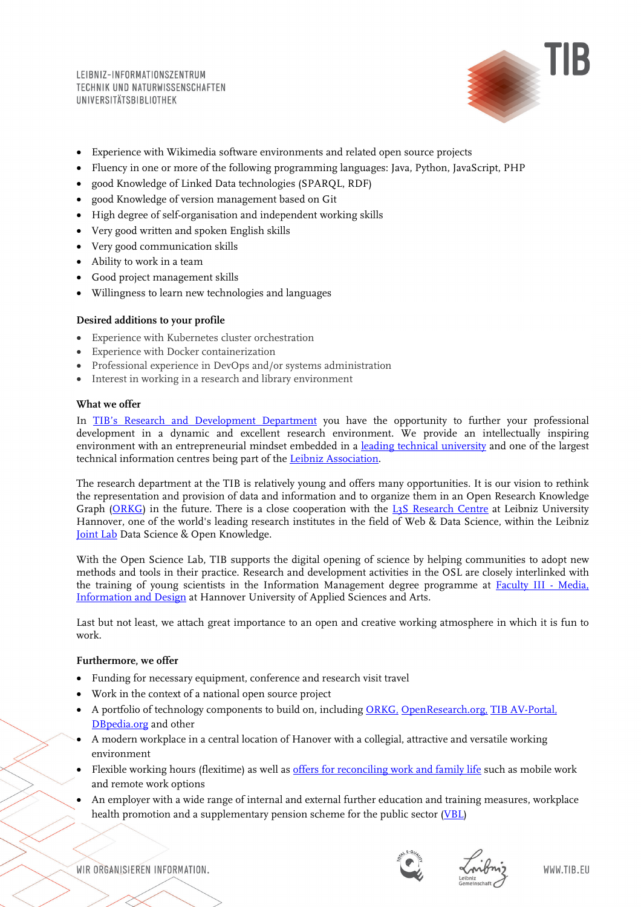- Experience with Wikimedia software environments and related open source projects
- Fluency in one or more of the following programming languages: Java, Python, JavaScript, PHP
- good Knowledge of Linked Data technologies (SPARQL, RDF)
- good Knowledge of version management based on Git
- High degree of self-organisation and independent working skills
- Very good written and spoken English skills
- Very good communication skills
- Ability to work in a team
- Good project management skills
- Willingness to learn new technologies and languages

**Desired additions to your profile**

- Experience with Kubernetes cluster orchestration
- Experience with Docker containerization
- Professional experience in DevOps and/or systems administration
- Interest in working in a research and library environment

**What we offer**

In TIB's Research and Development Department you have the opportunity to further your professional development in a dynamic and excellent research environment. We provide an intellectually inspiring environment with an entrepreneurial mindset embedded in a leading technical university and one of the largest technical information centres being part of the Leibniz Association.

The research department at the TIB is relatively young and offers many opportunities. It is our vision to rethink the representation and provision of data and information and to organize them in an Open Research Knowledge Graph (ORKG) in the future. There is a close cooperation with the L3S Research Centre at Leibniz University Hannover, one of the world's leading research institutes in the field of Web & Data Science, within the Leibniz Joint Lab Data Science & Open Knowledge.

With the Open Science Lab, TIB supports the digital opening of science by helping communities to adopt new methods and tools in their practice. Research and development activities in the OSL are closely interlinked with the training of young scientists in the Information Management degree programme at Faculty III - Media, Information and Design at Hannover University of Applied Sciences and Arts.

Last but not least, we attach great importance to an open and creative working atmosphere in which it is fun to work.

**Furthermore, we offer**

- Funding for necessary equipment, conference and research visit travel
- Work in the context of a national open source project
- A portfolio of technology components to build on, including ORKG, OpenResearch.org, TIB AV-Portal, DBpedia.org and other
- A modern workplace in a central location of Hanover with a collegial, attractive and versatile working environment
- Flexible working hours (flexitime) as well as offers for reconciling work and family life such as mobile work and remote work options
- An employer with a wide range of internal and external further education and training measures, workplace health promotion and a supplementary pension scheme for the public sector (VBL)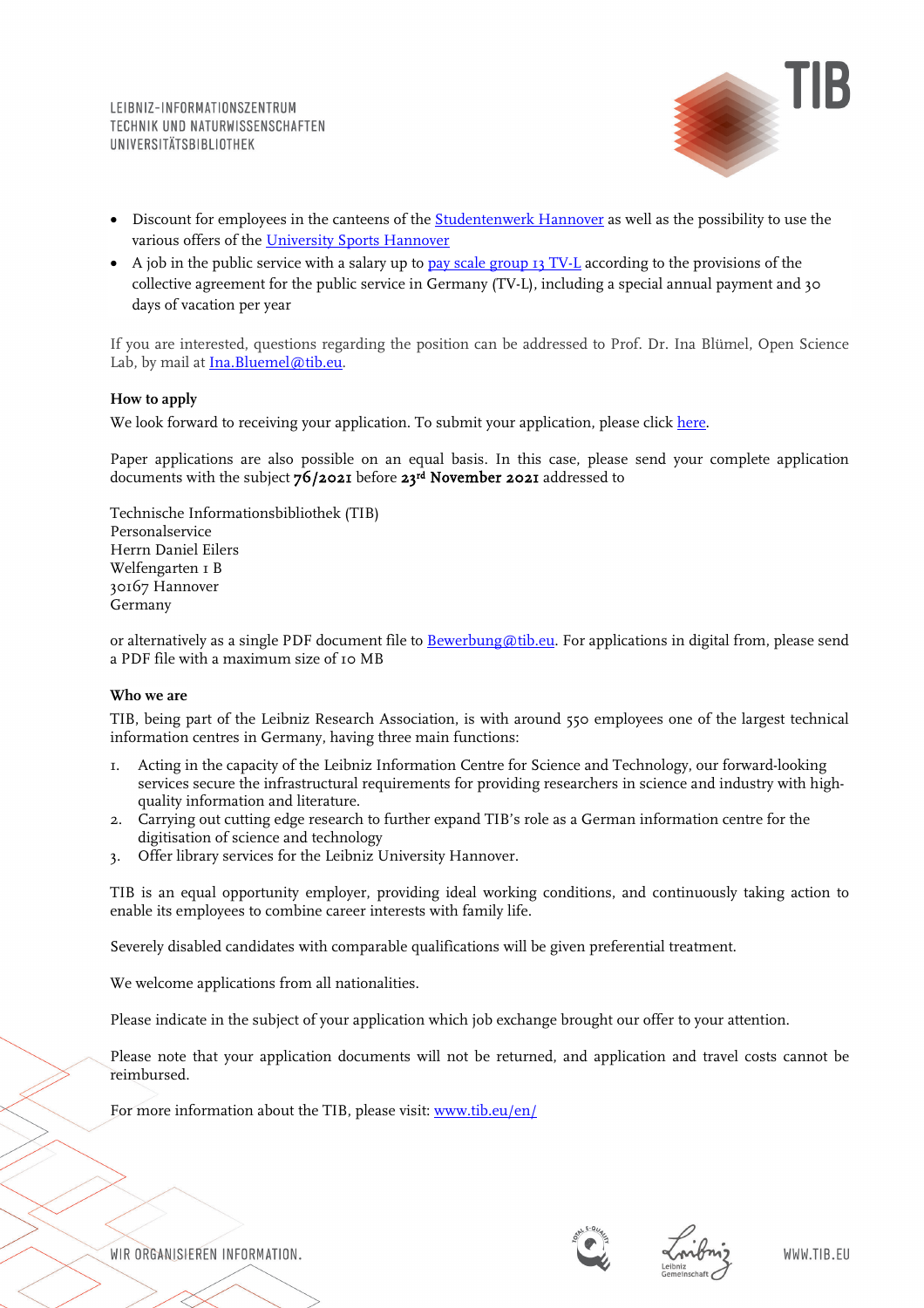- Discount for employees in the canteens of the Studentenwerk Hannover as well as the possibility to use the various offers of the University Sports Hannover
- A job in the public service with a salary up to pay scale group 13 TV-L according to the provisions of the collective agreement for the public service in Germany (TV-L), including a special annual payment and 30 days of vacation per year

If you are interested, questions regarding the position can be addressed to Prof. Dr. Ina Blümel, Open Science Lab, by mail at Ina.Bluemel@tib.eu.

**How to apply**

We look forward to receiving your application. To submit your application, please click here.

Paper applications are also possible on an equal basis. In this case, please send your complete application documents with the subject **76/2021** before **23rd November 2021** addressed to

Technische Informationsbibliothek (TIB)
Personalservice
Herrn Daniel Eilers
Welfengarten 1 B
30167 Hannover
Germany

or alternatively as a single PDF document file to Bewerbung@tib.eu. For applications in digital from, please send a PDF file with a maximum size of 10 MB

**Who we are**

TIB, being part of the Leibniz Research Association, is with around 550 employees one of the largest technical information centres in Germany, having three main functions:

1. Acting in the capacity of the Leibniz Information Centre for Science and Technology, our forward-looking services secure the infrastructural requirements for providing researchers in science and industry with high-quality information and literature.
2. Carrying out cutting edge research to further expand TIB's role as a German information centre for the digitisation of science and technology
3. Offer library services for the Leibniz University Hannover.

TIB is an equal opportunity employer, providing ideal working conditions, and continuously taking action to enable its employees to combine career interests with family life.

Severely disabled candidates with comparable qualifications will be given preferential treatment.

We welcome applications from all nationalities.

Please indicate in the subject of your application which job exchange brought our offer to your attention.

Please note that your application documents will not be returned, and application and travel costs cannot be reimbursed.

For more information about the TIB, please visit: www.tib.eu/en/